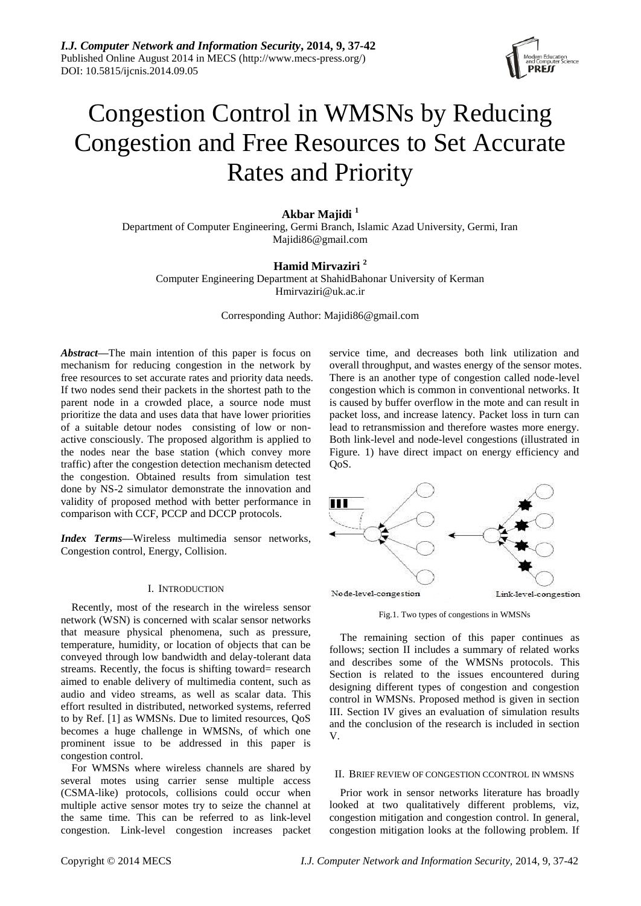# Congestion Control in WMSNs by Reducing Congestion and Free Resources to Set Accurate Rates and Priority

**Akbar Majidi [1]**
Department of Computer Engineering, Germi Branch, Islamic Azad University, Germi, Iran
Majidi86@gmail.com

**Hamid Mirvaziri [2]**
Computer Engineering Department at ShahidBahonar University of Kerman
Hmirvaziri@uk.ac.ir

Corresponding Author: Majidi86@gmail.com

***Abstract*—**The main intention of this paper is focus on mechanism for reducing congestion in the network by free resources to set accurate rates and priority data needs. If two nodes send their packets in the shortest path to the parent node in a crowded place, a source node must prioritize the data and uses data that have lower priorities of a suitable detour nodes consisting of low or non-active consciously. The proposed algorithm is applied to the nodes near the base station (which convey more traffic) after the congestion detection mechanism detected the congestion. Obtained results from simulation test done by NS-2 simulator demonstrate the innovation and validity of proposed method with better performance in comparison with CCF, PCCP and DCCP protocols.

***Index Terms*—**Wireless multimedia sensor networks, Congestion control, Energy, Collision.

## I. Introduction

Recently, most of the research in the wireless sensor network (WSN) is concerned with scalar sensor networks that measure physical phenomena, such as pressure, temperature, humidity, or location of objects that can be conveyed through low bandwidth and delay-tolerant data streams. Recently, the focus is shifting toward= research aimed to enable delivery of multimedia content, such as audio and video streams, as well as scalar data. This effort resulted in distributed, networked systems, referred to by Ref. [1] as WMSNs. Due to limited resources, QoS becomes a huge challenge in WMSNs, of which one prominent issue to be addressed in this paper is congestion control.

For WMSNs where wireless channels are shared by several motes using carrier sense multiple access (CSMA-like) protocols, collisions could occur when multiple active sensor motes try to seize the channel at the same time. This can be referred to as link-level congestion. Link-level congestion increases packet service time, and decreases both link utilization and overall throughput, and wastes energy of the sensor motes. There is an another type of congestion called node-level congestion which is common in conventional networks. It is caused by buffer overflow in the mote and can result in packet loss, and increase latency. Packet loss in turn can lead to retransmission and therefore wastes more energy. Both link-level and node-level congestions (illustrated in Figure. 1) have direct impact on energy efficiency and QoS.

Node-level-congestion    Link-level-congestion

Fig.1. Two types of congestions in WMSNs

The remaining section of this paper continues as follows; section II includes a summary of related works and describes some of the WMSNs protocols. This Section is related to the issues encountered during designing different types of congestion and congestion control in WMSNs. Proposed method is given in section III. Section IV gives an evaluation of simulation results and the conclusion of the research is included in section V.

## II. Brief Review of Congestion Ccontrol in WMSNs

Prior work in sensor networks literature has broadly looked at two qualitatively different problems, viz, congestion mitigation and congestion control. In general, congestion mitigation looks at the following problem. If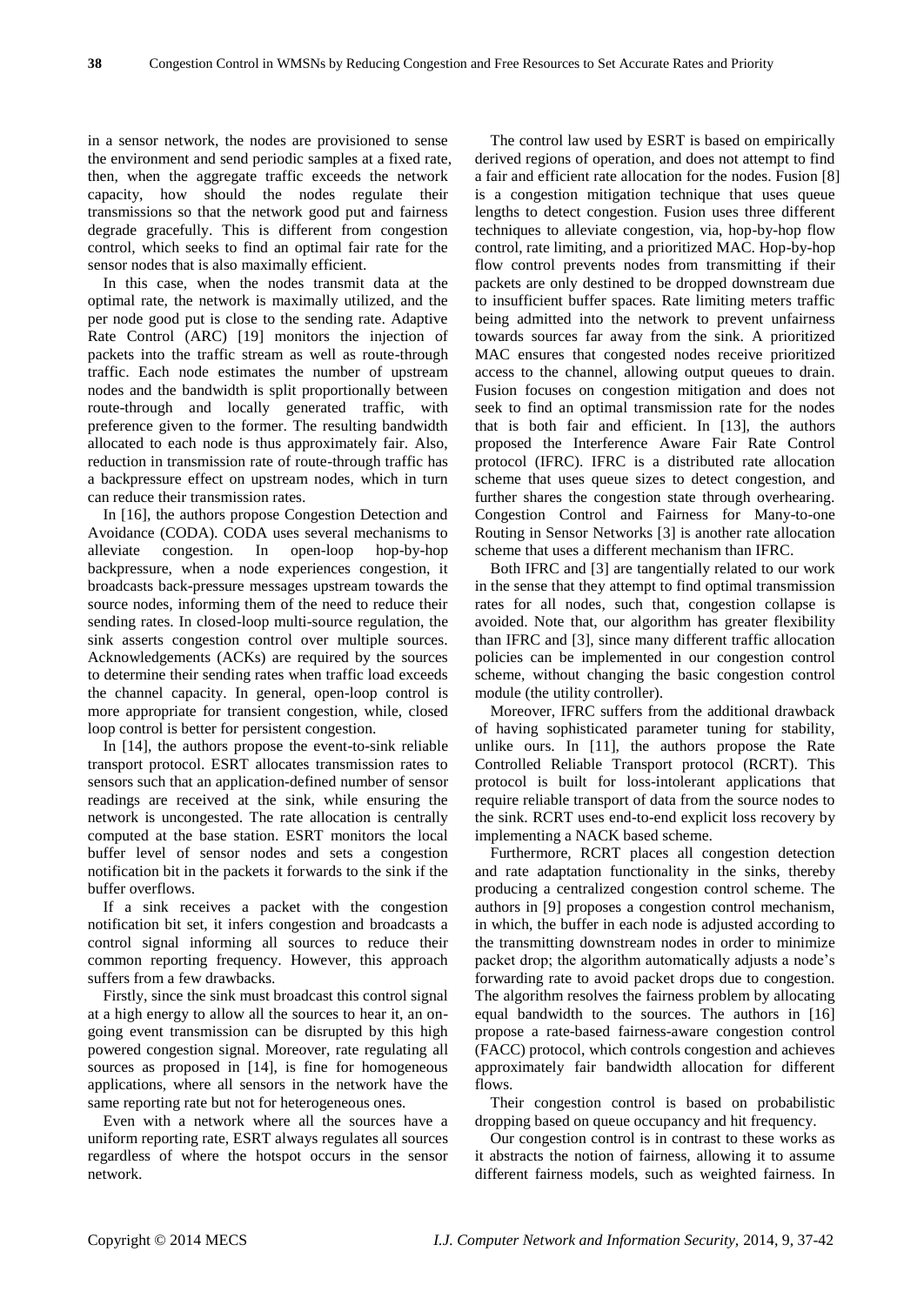in a sensor network, the nodes are provisioned to sense the environment and send periodic samples at a fixed rate, then, when the aggregate traffic exceeds the network capacity, how should the nodes regulate their transmissions so that the network good put and fairness degrade gracefully. This is different from congestion control, which seeks to find an optimal fair rate for the sensor nodes that is also maximally efficient.

In this case, when the nodes transmit data at the optimal rate, the network is maximally utilized, and the per node good put is close to the sending rate. Adaptive Rate Control (ARC) [19] monitors the injection of packets into the traffic stream as well as route-through traffic. Each node estimates the number of upstream nodes and the bandwidth is split proportionally between route-through and locally generated traffic, with preference given to the former. The resulting bandwidth allocated to each node is thus approximately fair. Also, reduction in transmission rate of route-through traffic has a backpressure effect on upstream nodes, which in turn can reduce their transmission rates.

In [16], the authors propose Congestion Detection and Avoidance (CODA). CODA uses several mechanisms to alleviate congestion. In open-loop hop-by-hop backpressure, when a node experiences congestion, it broadcasts back-pressure messages upstream towards the source nodes, informing them of the need to reduce their sending rates. In closed-loop multi-source regulation, the sink asserts congestion control over multiple sources. Acknowledgements (ACKs) are required by the sources to determine their sending rates when traffic load exceeds the channel capacity. In general, open-loop control is more appropriate for transient congestion, while, closed loop control is better for persistent congestion.

In [14], the authors propose the event-to-sink reliable transport protocol. ESRT allocates transmission rates to sensors such that an application-defined number of sensor readings are received at the sink, while ensuring the network is uncongested. The rate allocation is centrally computed at the base station. ESRT monitors the local buffer level of sensor nodes and sets a congestion notification bit in the packets it forwards to the sink if the buffer overflows.

If a sink receives a packet with the congestion notification bit set, it infers congestion and broadcasts a control signal informing all sources to reduce their common reporting frequency. However, this approach suffers from a few drawbacks.

Firstly, since the sink must broadcast this control signal at a high energy to allow all the sources to hear it, an on-going event transmission can be disrupted by this high powered congestion signal. Moreover, rate regulating all sources as proposed in [14], is fine for homogeneous applications, where all sensors in the network have the same reporting rate but not for heterogeneous ones.

Even with a network where all the sources have a uniform reporting rate, ESRT always regulates all sources regardless of where the hotspot occurs in the sensor network.

The control law used by ESRT is based on empirically derived regions of operation, and does not attempt to find a fair and efficient rate allocation for the nodes. Fusion [8] is a congestion mitigation technique that uses queue lengths to detect congestion. Fusion uses three different techniques to alleviate congestion, via, hop-by-hop flow control, rate limiting, and a prioritized MAC. Hop-by-hop flow control prevents nodes from transmitting if their packets are only destined to be dropped downstream due to insufficient buffer spaces. Rate limiting meters traffic being admitted into the network to prevent unfairness towards sources far away from the sink. A prioritized MAC ensures that congested nodes receive prioritized access to the channel, allowing output queues to drain. Fusion focuses on congestion mitigation and does not seek to find an optimal transmission rate for the nodes that is both fair and efficient. In [13], the authors proposed the Interference Aware Fair Rate Control protocol (IFRC). IFRC is a distributed rate allocation scheme that uses queue sizes to detect congestion, and further shares the congestion state through overhearing. Congestion Control and Fairness for Many-to-one Routing in Sensor Networks [3] is another rate allocation scheme that uses a different mechanism than IFRC.

Both IFRC and [3] are tangentially related to our work in the sense that they attempt to find optimal transmission rates for all nodes, such that, congestion collapse is avoided. Note that, our algorithm has greater flexibility than IFRC and [3], since many different traffic allocation policies can be implemented in our congestion control scheme, without changing the basic congestion control module (the utility controller).

Moreover, IFRC suffers from the additional drawback of having sophisticated parameter tuning for stability, unlike ours. In [11], the authors propose the Rate Controlled Reliable Transport protocol (RCRT). This protocol is built for loss-intolerant applications that require reliable transport of data from the source nodes to the sink. RCRT uses end-to-end explicit loss recovery by implementing a NACK based scheme.

Furthermore, RCRT places all congestion detection and rate adaptation functionality in the sinks, thereby producing a centralized congestion control scheme. The authors in [9] proposes a congestion control mechanism, in which, the buffer in each node is adjusted according to the transmitting downstream nodes in order to minimize packet drop; the algorithm automatically adjusts a node's forwarding rate to avoid packet drops due to congestion. The algorithm resolves the fairness problem by allocating equal bandwidth to the sources. The authors in [16] propose a rate-based fairness-aware congestion control (FACC) protocol, which controls congestion and achieves approximately fair bandwidth allocation for different flows.

Their congestion control is based on probabilistic dropping based on queue occupancy and hit frequency.

Our congestion control is in contrast to these works as it abstracts the notion of fairness, allowing it to assume different fairness models, such as weighted fairness. In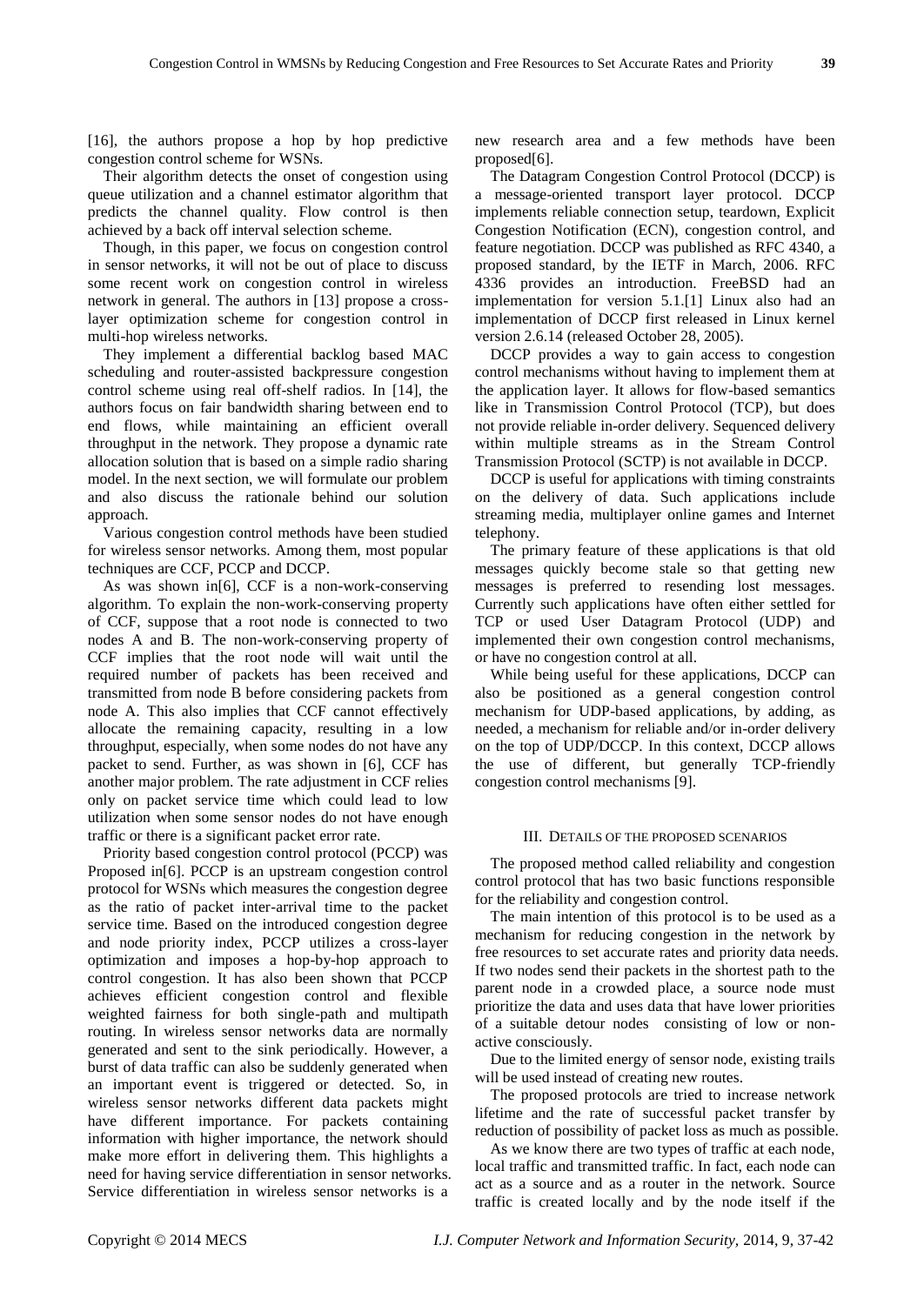[16], the authors propose a hop by hop predictive congestion control scheme for WSNs.

Their algorithm detects the onset of congestion using queue utilization and a channel estimator algorithm that predicts the channel quality. Flow control is then achieved by a back off interval selection scheme.

Though, in this paper, we focus on congestion control in sensor networks, it will not be out of place to discuss some recent work on congestion control in wireless network in general. The authors in [13] propose a cross-layer optimization scheme for congestion control in multi-hop wireless networks.

They implement a differential backlog based MAC scheduling and router-assisted backpressure congestion control scheme using real off-shelf radios. In [14], the authors focus on fair bandwidth sharing between end to end flows, while maintaining an efficient overall throughput in the network. They propose a dynamic rate allocation solution that is based on a simple radio sharing model. In the next section, we will formulate our problem and also discuss the rationale behind our solution approach.

Various congestion control methods have been studied for wireless sensor networks. Among them, most popular techniques are CCF, PCCP and DCCP.

As was shown in[6], CCF is a non-work-conserving algorithm. To explain the non-work-conserving property of CCF, suppose that a root node is connected to two nodes A and B. The non-work-conserving property of CCF implies that the root node will wait until the required number of packets has been received and transmitted from node B before considering packets from node A. This also implies that CCF cannot effectively allocate the remaining capacity, resulting in a low throughput, especially, when some nodes do not have any packet to send. Further, as was shown in [6], CCF has another major problem. The rate adjustment in CCF relies only on packet service time which could lead to low utilization when some sensor nodes do not have enough traffic or there is a significant packet error rate.

Priority based congestion control protocol (PCCP) was Proposed in[6]. PCCP is an upstream congestion control protocol for WSNs which measures the congestion degree as the ratio of packet inter-arrival time to the packet service time. Based on the introduced congestion degree and node priority index, PCCP utilizes a cross-layer optimization and imposes a hop-by-hop approach to control congestion. It has also been shown that PCCP achieves efficient congestion control and flexible weighted fairness for both single-path and multipath routing. In wireless sensor networks data are normally generated and sent to the sink periodically. However, a burst of data traffic can also be suddenly generated when an important event is triggered or detected. So, in wireless sensor networks different data packets might have different importance. For packets containing information with higher importance, the network should make more effort in delivering them. This highlights a need for having service differentiation in sensor networks. Service differentiation in wireless sensor networks is a new research area and a few methods have been proposed[6].

The Datagram Congestion Control Protocol (DCCP) is a message-oriented transport layer protocol. DCCP implements reliable connection setup, teardown, Explicit Congestion Notification (ECN), congestion control, and feature negotiation. DCCP was published as RFC 4340, a proposed standard, by the IETF in March, 2006. RFC 4336 provides an introduction. FreeBSD had an implementation for version 5.1.[1] Linux also had an implementation of DCCP first released in Linux kernel version 2.6.14 (released October 28, 2005).

DCCP provides a way to gain access to congestion control mechanisms without having to implement them at the application layer. It allows for flow-based semantics like in Transmission Control Protocol (TCP), but does not provide reliable in-order delivery. Sequenced delivery within multiple streams as in the Stream Control Transmission Protocol (SCTP) is not available in DCCP.

DCCP is useful for applications with timing constraints on the delivery of data. Such applications include streaming media, multiplayer online games and Internet telephony.

The primary feature of these applications is that old messages quickly become stale so that getting new messages is preferred to resending lost messages. Currently such applications have often either settled for TCP or used User Datagram Protocol (UDP) and implemented their own congestion control mechanisms, or have no congestion control at all.

While being useful for these applications, DCCP can also be positioned as a general congestion control mechanism for UDP-based applications, by adding, as needed, a mechanism for reliable and/or in-order delivery on the top of UDP/DCCP. In this context, DCCP allows the use of different, but generally TCP-friendly congestion control mechanisms [9].

## III. Details of the Proposed Scenarios

The proposed method called reliability and congestion control protocol that has two basic functions responsible for the reliability and congestion control.

The main intention of this protocol is to be used as a mechanism for reducing congestion in the network by free resources to set accurate rates and priority data needs. If two nodes send their packets in the shortest path to the parent node in a crowded place, a source node must prioritize the data and uses data that have lower priorities of a suitable detour nodes consisting of low or non-active consciously.

Due to the limited energy of sensor node, existing trails will be used instead of creating new routes.

The proposed protocols are tried to increase network lifetime and the rate of successful packet transfer by reduction of possibility of packet loss as much as possible.

As we know there are two types of traffic at each node, local traffic and transmitted traffic. In fact, each node can act as a source and as a router in the network. Source traffic is created locally and by the node itself if the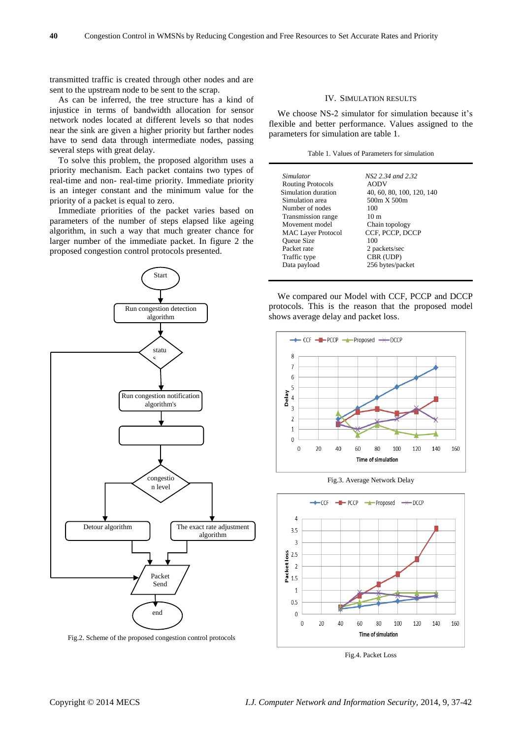transmitted traffic is created through other nodes and are sent to the upstream node to be sent to the scrap.

As can be inferred, the tree structure has a kind of injustice in terms of bandwidth allocation for sensor network nodes located at different levels so that nodes near the sink are given a higher priority but farther nodes have to send data through intermediate nodes, passing several steps with great delay.

To solve this problem, the proposed algorithm uses a priority mechanism. Each packet contains two types of real-time and non- real-time priority. Immediate priority is an integer constant and the minimum value for the priority of a packet is equal to zero.

Immediate priorities of the packet varies based on parameters of the number of steps elapsed like ageing algorithm, in such a way that much greater chance for larger number of the immediate packet. In figure 2 the proposed congestion control protocols presented.

Fig.2. Scheme of the proposed congestion control protocols

## IV. Simulation Results

We choose NS-2 simulator for simulation because it's flexible and better performance. Values assigned to the parameters for simulation are table 1.

Table 1. Values of Parameters for simulation

| | |
|---|---|
| *Simulator* | *NS2 2.34 and 2.32* |
| Routing Protocols | AODV |
| Simulation duration | 40, 60, 80, 100, 120, 140 |
| Simulation area | 500m X 500m |
| Number of nodes | 100 |
| Transmission range | 10 m |
| Movement model | Chain topology |
| MAC Layer Protocol | CCF, PCCP, DCCP |
| Queue Size | 100 |
| Packet rate | 2 packets/sec |
| Traffic type | CBR (UDP) |
| Data payload | 256 bytes/packet |

We compared our Model with CCF, PCCP and DCCP protocols. This is the reason that the proposed model shows average delay and packet loss.

Fig.3. Average Network Delay

Fig.4. Packet Loss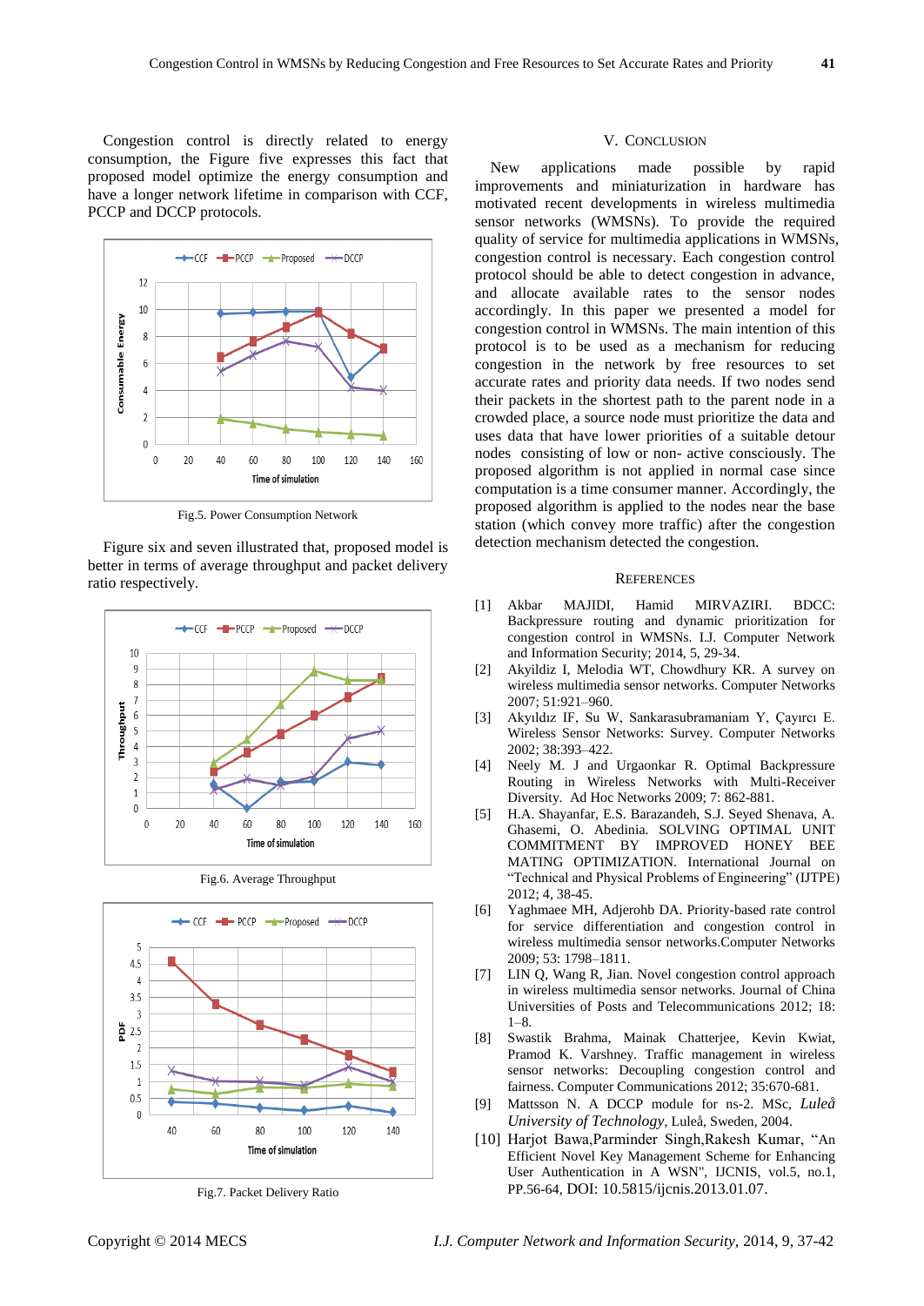Congestion control is directly related to energy consumption, the Figure five expresses this fact that proposed model optimize the energy consumption and have a longer network lifetime in comparison with CCF, PCCP and DCCP protocols.

Fig.5. Power Consumption Network

Figure six and seven illustrated that, proposed model is better in terms of average throughput and packet delivery ratio respectively.

Fig.6. Average Throughput

Fig.7. Packet Delivery Ratio

## V. Conclusion

New applications made possible by rapid improvements and miniaturization in hardware has motivated recent developments in wireless multimedia sensor networks (WMSNs). To provide the required quality of service for multimedia applications in WMSNs, congestion control is necessary. Each congestion control protocol should be able to detect congestion in advance, and allocate available rates to the sensor nodes accordingly. In this paper we presented a model for congestion control in WMSNs. The main intention of this protocol is to be used as a mechanism for reducing congestion in the network by free resources to set accurate rates and priority data needs. If two nodes send their packets in the shortest path to the parent node in a crowded place, a source node must prioritize the data and uses data that have lower priorities of a suitable detour nodes consisting of low or non- active consciously. The proposed algorithm is not applied in normal case since computation is a time consumer manner. Accordingly, the proposed algorithm is applied to the nodes near the base station (which convey more traffic) after the congestion detection mechanism detected the congestion.

## References

[1] Akbar MAJIDI, Hamid MIRVAZIRI. BDCC: Backpressure routing and dynamic prioritization for congestion control in WMSNs. I.J. Computer Network and Information Security; 2014, 5, 29-34.

[2] Akyildiz I, Melodia WT, Chowdhury KR. A survey on wireless multimedia sensor networks. Computer Networks 2007; 51:921–960.

[3] Akyıldız IF, Su W, Sankarasubramaniam Y, Çayırcı E. Wireless Sensor Networks: Survey. Computer Networks 2002; 38:393–422.

[4] Neely M. J and Urgaonkar R. Optimal Backpressure Routing in Wireless Networks with Multi-Receiver Diversity. Ad Hoc Networks 2009; 7: 862-881.

[5] H.A. Shayanfar, E.S. Barazandeh, S.J. Seyed Shenava, A. Ghasemi, O. Abedinia. SOLVING OPTIMAL UNIT COMMITMENT BY IMPROVED HONEY BEE MATING OPTIMIZATION. International Journal on "Technical and Physical Problems of Engineering" (IJTPE) 2012; 4, 38-45.

[6] Yaghmaee MH, Adjerohb DA. Priority-based rate control for service differentiation and congestion control in wireless multimedia sensor networks.Computer Networks 2009; 53: 1798–1811.

[7] LIN Q, Wang R, Jian. Novel congestion control approach in wireless multimedia sensor networks. Journal of China Universities of Posts and Telecommunications 2012; 18: 1–8.

[8] Swastik Brahma, Mainak Chatterjee, Kevin Kwiat, Pramod K. Varshney. Traffic management in wireless sensor networks: Decoupling congestion control and fairness. Computer Communications 2012; 35:670-681.

[9] Mattsson N. A DCCP module for ns-2. MSc, *Luleå University of Technology*, Luleå, Sweden, 2004.

[10] Harjot Bawa,Parminder Singh,Rakesh Kumar, "An Efficient Novel Key Management Scheme for Enhancing User Authentication in A WSN", IJCNIS, vol.5, no.1, PP.56-64, DOI: 10.5815/ijcnis.2013.01.07.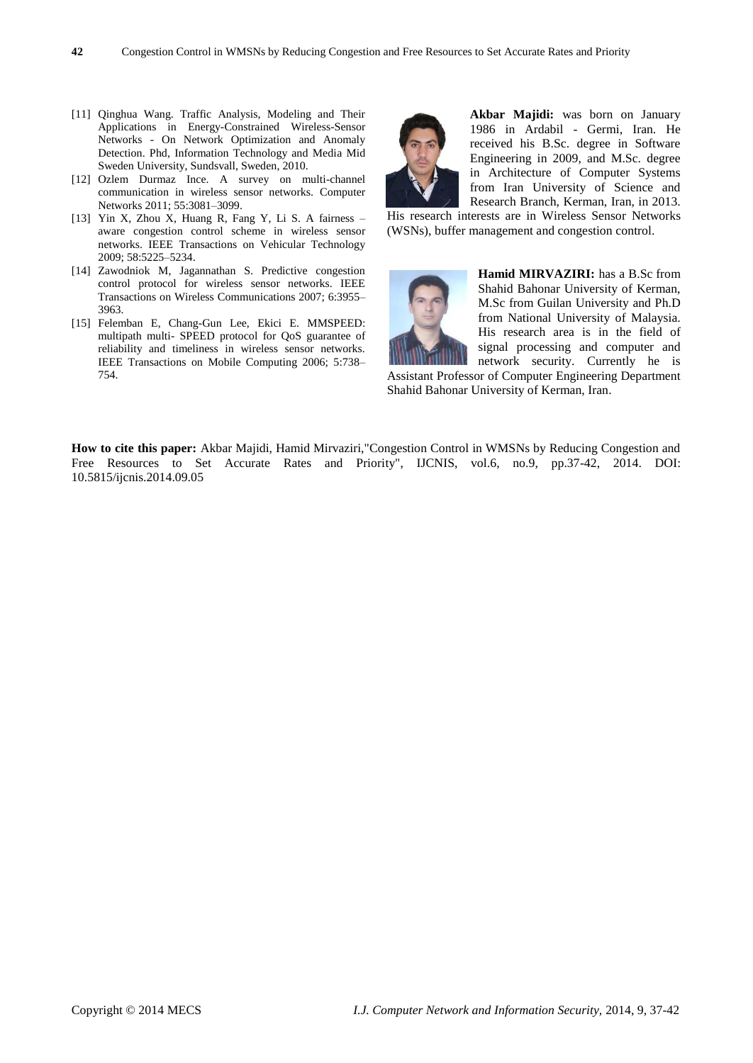[11] Qinghua Wang. Traffic Analysis, Modeling and Their Applications in Energy-Constrained Wireless-Sensor Networks - On Network Optimization and Anomaly Detection. Phd, Information Technology and Media Mid Sweden University, Sundsvall, Sweden, 2010.

[12] Ozlem Durmaz Ince. A survey on multi-channel communication in wireless sensor networks. Computer Networks 2011; 55:3081–3099.

[13] Yin X, Zhou X, Huang R, Fang Y, Li S. A fairness – aware congestion control scheme in wireless sensor networks. IEEE Transactions on Vehicular Technology 2009; 58:5225–5234.

[14] Zawodniok M, Jagannathan S. Predictive congestion control protocol for wireless sensor networks. IEEE Transactions on Wireless Communications 2007; 6:3955–3963.

[15] Felemban E, Chang-Gun Lee, Ekici E. MMSPEED: multipath multi- SPEED protocol for QoS guarantee of reliability and timeliness in wireless sensor networks. IEEE Transactions on Mobile Computing 2006; 5:738–754.

**Akbar Majidi:** was born on January 1986 in Ardabil - Germi, Iran. He received his B.Sc. degree in Software Engineering in 2009, and M.Sc. degree in Architecture of Computer Systems from Iran University of Science and Research Branch, Kerman, Iran, in 2013. His research interests are in Wireless Sensor Networks (WSNs), buffer management and congestion control.

**Hamid MIRVAZIRI:** has a B.Sc from Shahid Bahonar University of Kerman, M.Sc from Guilan University and Ph.D from National University of Malaysia. His research area is in the field of signal processing and computer and network security. Currently he is Assistant Professor of Computer Engineering Department Shahid Bahonar University of Kerman, Iran.

**How to cite this paper:** Akbar Majidi, Hamid Mirvaziri,"Congestion Control in WMSNs by Reducing Congestion and Free Resources to Set Accurate Rates and Priority", IJCNIS, vol.6, no.9, pp.37-42, 2014. DOI: 10.5815/ijcnis.2014.09.05